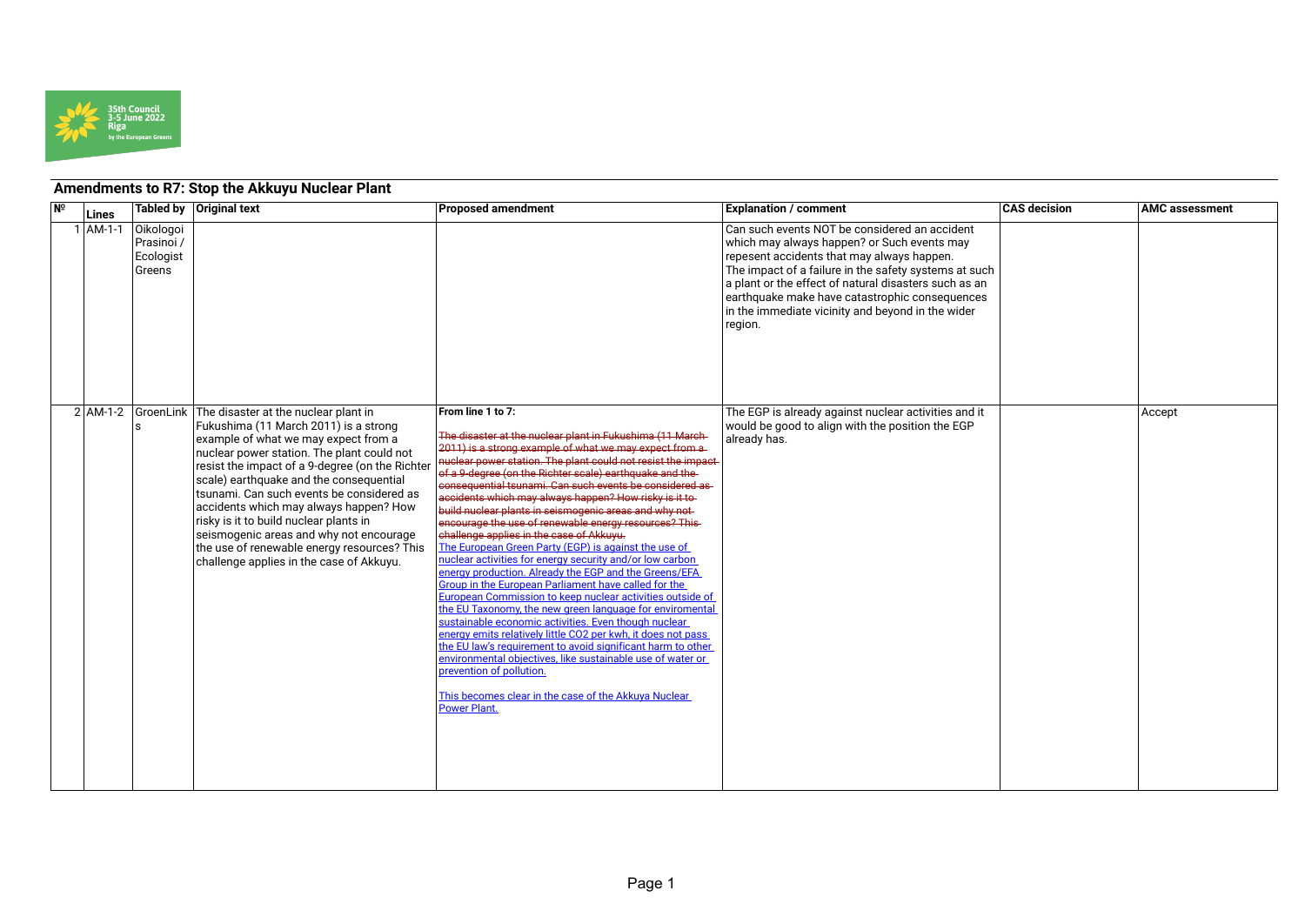35th Council
3-5 June 2022
Riga
by the European Greens

## Amendments to R7: Stop the Akkuyu Nuclear Plant

| № | Lines | Tabled by | Original text | Proposed amendment | Explanation / comment | CAS decision | AMC assessment |
|---|---|---|---|---|---|---|---|
| 1 | AM-1-1 | Oikologoi Prasinoi / Ecologist Greens | | | Can such events NOT be considered an accident which may always happen? or Such events may repesent accidents that may always happen. The impact of a failure in the safety systems at such a plant or the effect of natural disasters such as an earthquake make have catastrophic consequences in the immediate vicinity and beyond in the wider region. | | |
| 2 | AM-1-2 | GroenLinks | The disaster at the nuclear plant in Fukushima (11 March 2011) is a strong example of what we may expect from a nuclear power station. The plant could not resist the impact of a 9-degree (on the Richter scale) earthquake and the consequential tsunami. Can such events be considered as accidents which may always happen? How risky is it to build nuclear plants in seismogenic areas and why not encourage the use of renewable energy resources? This challenge applies in the case of Akkuyu. | **From line 1 to 7:**<br><br>~~The disaster at the nuclear plant in Fukushima (11 March 2011) is a strong example of what we may expect from a nuclear power station. The plant could not resist the impact of a 9-degree (on the Richter scale) earthquake and the consequential tsunami. Can such events be considered as accidents which may always happen? How risky is it to build nuclear plants in seismogenic areas and why not encourage the use of renewable energy resources? This challenge applies in the case of Akkuyu.~~<br>The European Green Party (EGP) is against the use of nuclear activities for energy security and/or low carbon energy production. Already the EGP and the Greens/EFA Group in the European Parliament have called for the European Commission to keep nuclear activities outside of the EU Taxonomy, the new green language for enviromental sustainable economic activities. Even though nuclear energy emits relatively little CO2 per kwh, it does not pass the EU law's requirement to avoid significant harm to other environmental objectives, like sustainable use of water or prevention of pollution.<br><br>This becomes clear in the case of the Akkuya Nuclear Power Plant. | The EGP is already against nuclear activities and it would be good to align with the position the EGP already has. | | Accept |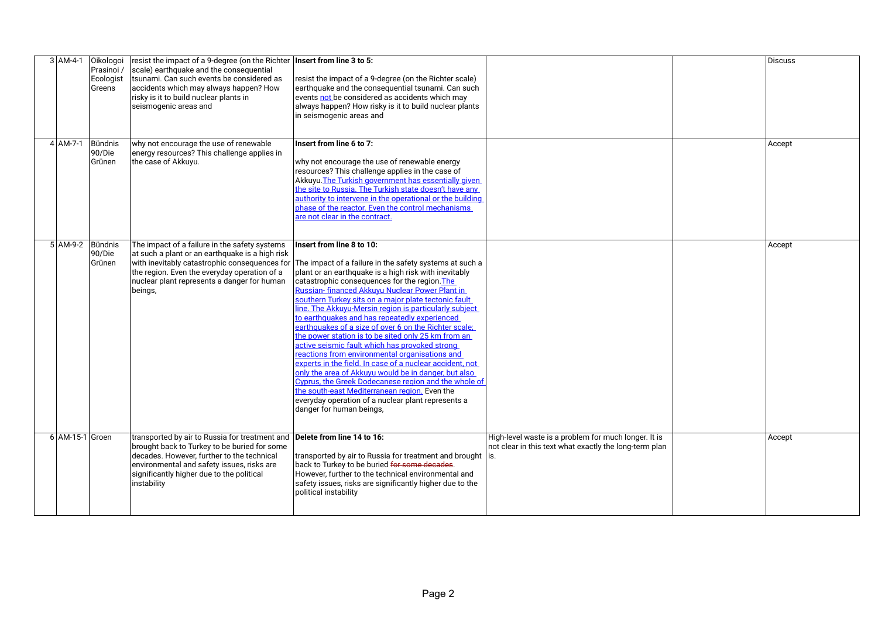| 3 | AM-4-1 | Oikologoi Prasinoi / Ecologist Greens | resist the impact of a 9-degree (on the Richter scale) earthquake and the consequential tsunami. Can such events be considered as accidents which may always happen? How risky is it to build nuclear plants in seismogenic areas and | **Insert from line 3 to 5:**<br><br>resist the impact of a 9-degree (on the Richter scale) earthquake and the consequential tsunami. Can such events <u>not</u> be considered as accidents which may always happen? How risky is it to build nuclear plants in seismogenic areas and | | | Discuss |
|---|---|---|---|---|---|---|---|
| 4 | AM-7-1 | Bündnis 90/Die Grünen | why not encourage the use of renewable energy resources? This challenge applies in the case of Akkuyu. | **Insert from line 6 to 7:**<br><br>why not encourage the use of renewable energy resources? This challenge applies in the case of Akkuyu.<u>The Turkish government has essentially given the site to Russia. The Turkish state doesn't have any authority to intervene in the operational or the building phase of the reactor. Even the control mechanisms are not clear in the contract.</u> | | | Accept |
| 5 | AM-9-2 | Bündnis 90/Die Grünen | The impact of a failure in the safety systems at such a plant or an earthquake is a high risk with inevitably catastrophic consequences for the region. Even the everyday operation of a nuclear plant represents a danger for human beings, | **Insert from line 8 to 10:**<br><br>The impact of a failure in the safety systems at such a plant or an earthquake is a high risk with inevitably catastrophic consequences for the region.<u>The Russian- financed Akkuyu Nuclear Power Plant in southern Turkey sits on a major plate tectonic fault line. The Akkuyu-Mersin region is particularly subject to earthquakes and has repeatedly experienced earthquakes of a size of over 6 on the Richter scale; the power station is to be sited only 25 km from an active seismic fault which has provoked strong reactions from environmental organisations and experts in the field. In case of a nuclear accident, not only the area of Akkuyu would be in danger, but also Cyprus, the Greek Dodecanese region and the whole of the south-east Mediterranean region.</u> Even the everyday operation of a nuclear plant represents a danger for human beings, | | | Accept |
| 6 | AM-15-1 | Groen | transported by air to Russia for treatment and brought back to Turkey to be buried for some decades. However, further to the technical environmental and safety issues, risks are significantly higher due to the political instability | **Delete from line 14 to 16:**<br><br>transported by air to Russia for treatment and brought back to Turkey to be buried ~~for some decades~~. However, further to the technical environmental and safety issues, risks are significantly higher due to the political instability | High-level waste is a problem for much longer. It is not clear in this text what exactly the long-term plan is. | | Accept |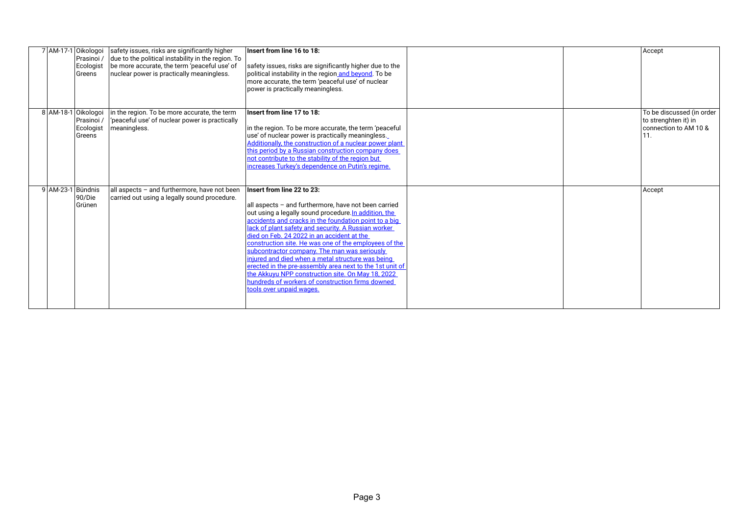| | | | | | | | |
|---|---|---|---|---|---|---|---|
| 7 | AM-17-1 | Oikologoi Prasinoi / Ecologist Greens | safety issues, risks are significantly higher due to the political instability in the region. To be more accurate, the term 'peaceful use' of nuclear power is practically meaningless. | **Insert from line 16 to 18:**<br><br>safety issues, risks are significantly higher due to the political instability in the region and beyond. To be more accurate, the term 'peaceful use' of nuclear power is practically meaningless. | | | Accept |
| 8 | AM-18-1 | Oikologoi Prasinoi / Ecologist Greens | in the region. To be more accurate, the term 'peaceful use' of nuclear power is practically meaningless. | **Insert from line 17 to 18:**<br><br>in the region. To be more accurate, the term 'peaceful use' of nuclear power is practically meaningless. Additionally, the construction of a nuclear power plant this period by a Russian construction company does not contribute to the stability of the region but increases Turkey's dependence on Putin's regime. | | | To be discussed (in order to strenghten it) in connection to AM 10 & 11. |
| 9 | AM-23-1 | Bündnis 90/Die Grünen | all aspects – and furthermore, have not been carried out using a legally sound procedure. | **Insert from line 22 to 23:**<br><br>all aspects – and furthermore, have not been carried out using a legally sound procedure. In addition, the accidents and cracks in the foundation point to a big lack of plant safety and security. A Russian worker died on Feb. 24 2022 in an accident at the construction site. He was one of the employees of the subcontractor company. The man was seriously injured and died when a metal structure was being erected in the pre-assembly area next to the 1st unit of the Akkuyu NPP construction site. On May 18, 2022 hundreds of workers of construction firms downed tools over unpaid wages. | | | Accept |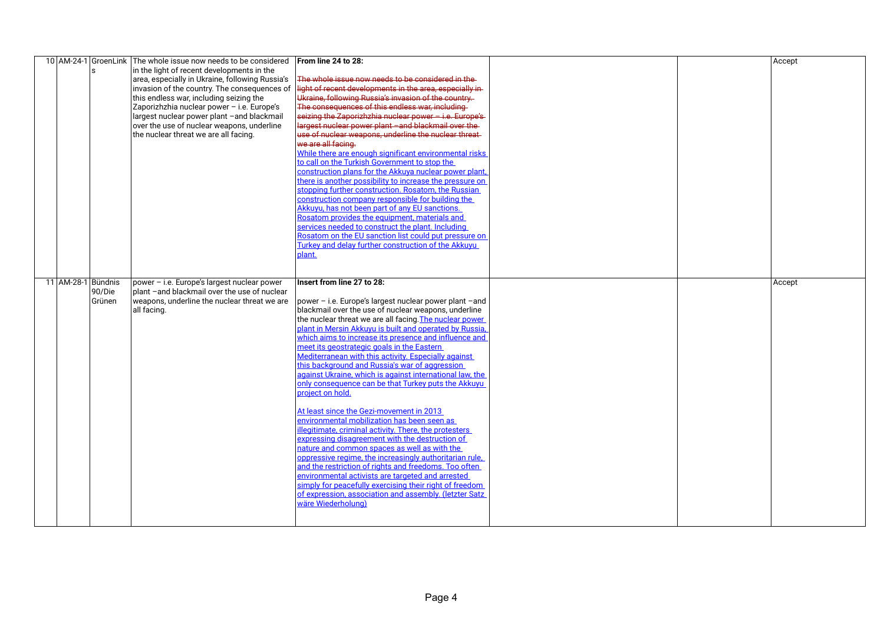| 10 | AM-24-1 | GroenLinks | The whole issue now needs to be considered in the light of recent developments in the area, especially in Ukraine, following Russia's invasion of the country. The consequences of this endless war, including seizing the Zaporizhzhia nuclear power – i.e. Europe's largest nuclear power plant –and blackmail over the use of nuclear weapons, underline the nuclear threat we are all facing. | **From line 24 to 28:** ~~The whole issue now needs to be considered in the light of recent developments in the area, especially in Ukraine, following Russia's invasion of the country. The consequences of this endless war, including seizing the Zaporizhzhia nuclear power – i.e. Europe's largest nuclear power plant –and blackmail over the use of nuclear weapons, underline the nuclear threat we are all facing.~~ While there are enough significant environmental risks to call on the Turkish Government to stop the construction plans for the Akkuya nuclear power plant, there is another possibility to increase the pressure on stopping further construction. Rosatom, the Russian construction company responsible for building the Akkuyu, has not been part of any EU sanctions. Rosatom provides the equipment, materials and services needed to construct the plant. Including Rosatom on the EU sanction list could put pressure on Turkey and delay further construction of the Akkuyu plant. | | | Accept |
|---|---|---|---|---|---|---|---|
| 11 | AM-28-1 | Bündnis 90/Die Grünen | power – i.e. Europe's largest nuclear power plant –and blackmail over the use of nuclear weapons, underline the nuclear threat we are all facing. | **Insert from line 27 to 28:** power – i.e. Europe's largest nuclear power plant –and blackmail over the use of nuclear weapons, underline the nuclear threat we are all facing. The nuclear power plant in Mersin Akkuyu is built and operated by Russia, which aims to increase its presence and influence and meet its geostrategic goals in the Eastern Mediterranean with this activity. Especially against this background and Russia's war of aggression against Ukraine, which is against international law, the only consequence can be that Turkey puts the Akkuyu project on hold. At least since the Gezi-movement in 2013 environmental mobilization has been seen as illegitimate, criminal activity. There, the protesters expressing disagreement with the destruction of nature and common spaces as well as with the oppressive regime, the increasingly authoritarian rule, and the restriction of rights and freedoms. Too often environmental activists are targeted and arrested simply for peacefully exercising their right of freedom of expression, association and assembly. (letzter Satz wäre Wiederholung) | | | Accept |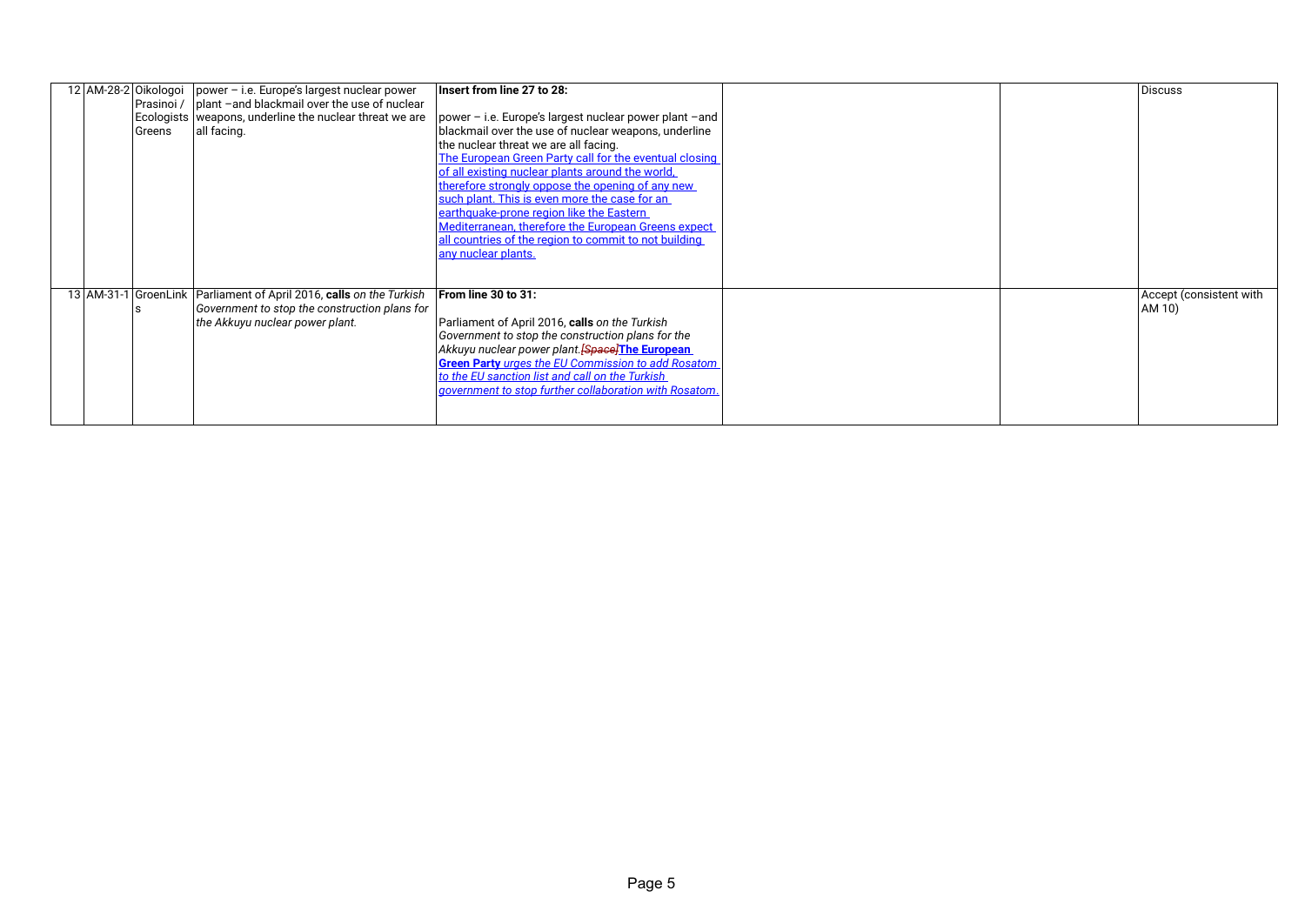| | | | | | | | |
|---|---|---|---|---|---|---|---|
| 12 | AM-28-2 | Oikologoi Prasinoi / Ecologists Greens | power – i.e. Europe's largest nuclear power plant –and blackmail over the use of nuclear weapons, underline the nuclear threat we are all facing. | **Insert from line 27 to 28:**<br><br>power – i.e. Europe's largest nuclear power plant –and blackmail over the use of nuclear weapons, underline the nuclear threat we are all facing.<br>The European Green Party call for the eventual closing of all existing nuclear plants around the world, therefore strongly oppose the opening of any new such plant. This is even more the case for an earthquake-prone region like the Eastern Mediterranean, therefore the European Greens expect all countries of the region to commit to not building any nuclear plants. | | | Discuss |
| 13 | AM-31-1 | GroenLinks | Parliament of April 2016, **calls** *on the Turkish Government to stop the construction plans for the Akkuyu nuclear power plant.* | **From line 30 to 31:**<br><br>Parliament of April 2016, **calls** *on the Turkish Government to stop the construction plans for the Akkuyu nuclear power plant.* ~~*[Space]*~~**The European Green Party** *urges the EU Commission to add Rosatom to the EU sanction list and call on the Turkish government to stop further collaboration with Rosatom.* | | | Accept (consistent with AM 10) |